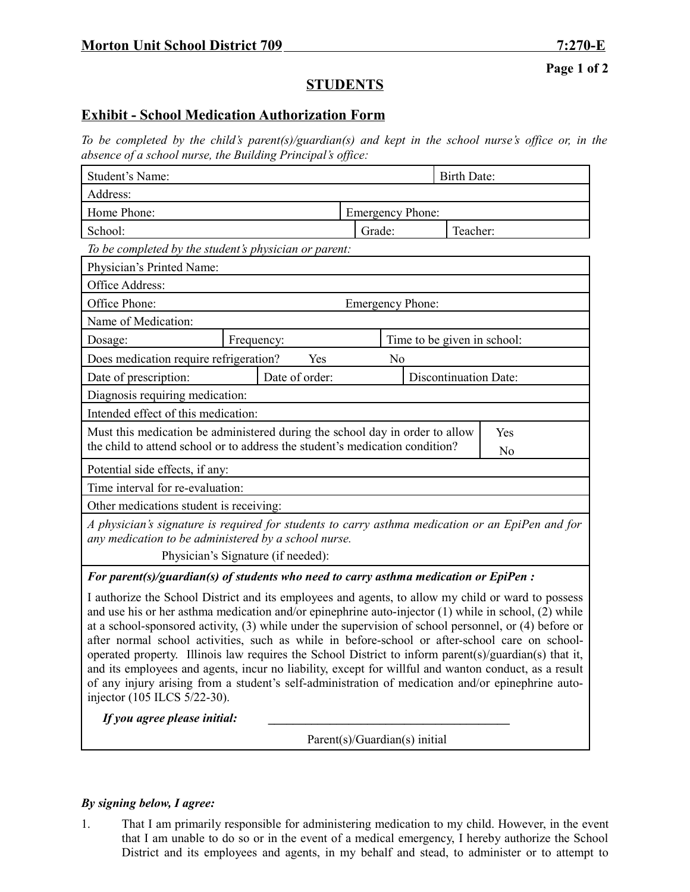**Morton Unit School District 709 7:270-E**

## STUDENTS

## Exhibit - School Medication Authorization Form

*To be completed by the child's parent(s)/guardian(s) and kept in the school nurse's office or, in the absence of a school nurse, the Building Principal's office:*

| | | |
|---|---|---|
| Student's Name: | | Birth Date: |
| Address: | | |
| Home Phone: | Emergency Phone: | |
| School: | Grade: | Teacher: |

*To be completed by the student's physician or parent:*

| | | |
|---|---|---|
| Physician's Printed Name: | | |
| Office Address: | | |
| Office Phone: | Emergency Phone: | |
| Name of Medication: | | |
| Dosage: | Frequency: | Time to be given in school: |
| Does medication require refrigeration? Yes No | | |
| Date of prescription: | Date of order: | Discontinuation Date: |
| Diagnosis requiring medication: | | |
| Intended effect of this medication: | | |
| Must this medication be administered during the school day in order to allow the child to attend school or to address the student's medication condition? | Yes No | |
| Potential side effects, if any: | | |
| Time interval for re-evaluation: | | |
| Other medications student is receiving: | | |

*A physician's signature is required for students to carry asthma medication or an EpiPen and for any medication to be administered by a school nurse.*

Physician's Signature (if needed):

***For parent(s)/guardian(s) of students who need to carry asthma medication or EpiPen :***

I authorize the School District and its employees and agents, to allow my child or ward to possess and use his or her asthma medication and/or epinephrine auto-injector (1) while in school, (2) while at a school-sponsored activity, (3) while under the supervision of school personnel, or (4) before or after normal school activities, such as while in before-school or after-school care on school-operated property. Illinois law requires the School District to inform parent(s)/guardian(s) that it, and its employees and agents, incur no liability, except for willful and wanton conduct, as a result of any injury arising from a student's self-administration of medication and/or epinephrine auto-injector (105 ILCS 5/22-30).

***If you agree please initial:*** ________________________________________

Parent(s)/Guardian(s) initial

***By signing below, I agree:***

1. That I am primarily responsible for administering medication to my child. However, in the event that I am unable to do so or in the event of a medical emergency, I hereby authorize the School District and its employees and agents, in my behalf and stead, to administer or to attempt to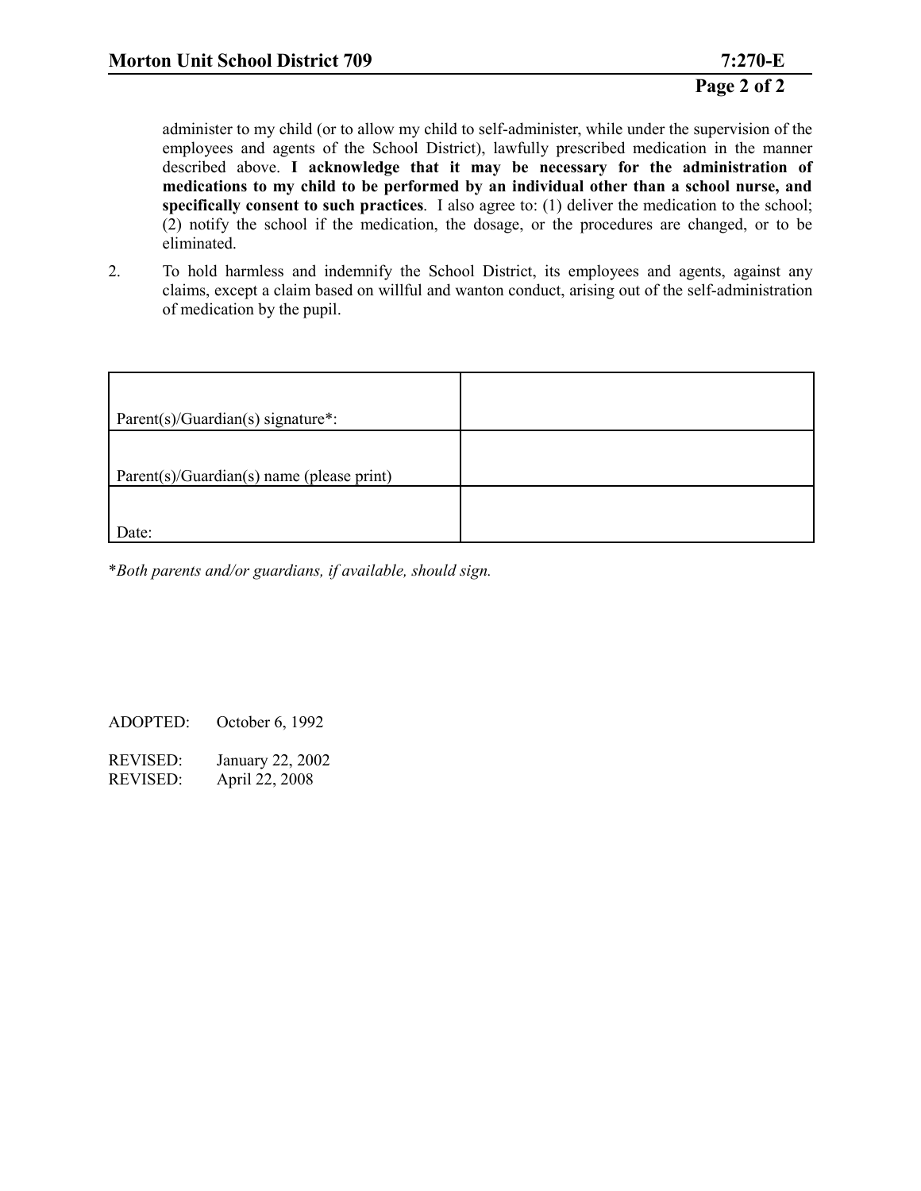administer to my child (or to allow my child to self-administer, while under the supervision of the employees and agents of the School District), lawfully prescribed medication in the manner described above. **I acknowledge that it may be necessary for the administration of medications to my child to be performed by an individual other than a school nurse, and specifically consent to such practices**. I also agree to: (1) deliver the medication to the school; (2) notify the school if the medication, the dosage, or the procedures are changed, or to be eliminated.

2. To hold harmless and indemnify the School District, its employees and agents, against any claims, except a claim based on willful and wanton conduct, arising out of the self-administration of medication by the pupil.

| | |
|---|---|
| Parent(s)/Guardian(s) signature*: | |
| Parent(s)/Guardian(s) name (please print) | |
| Date: | |

*\*Both parents and/or guardians, if available, should sign.*

ADOPTED: October 6, 1992

REVISED: January 22, 2002
REVISED: April 22, 2008